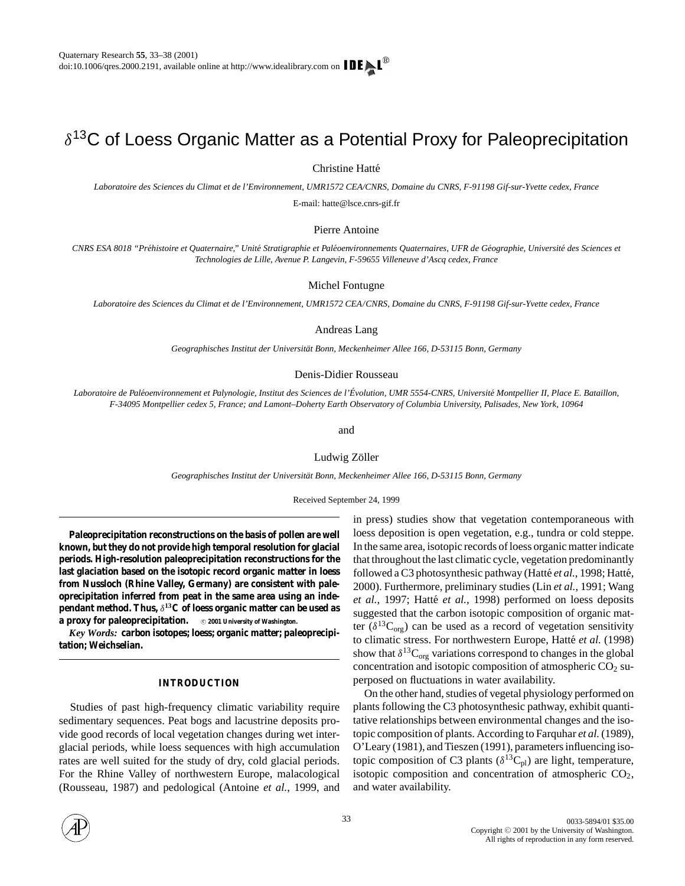# $\delta^{13}$C of Loess Organic Matter as a Potential Proxy for Paleoprecipitation

Christine Hatté

*Laboratoire des Sciences du Climat et de l'Environnement, UMR1572 CEA/CNRS, Domaine du CNRS, F-91198 Gif-sur-Yvette cedex, France*

E-mail: hatte@lsce.cnrs-gif.fr

Pierre Antoine

*CNRS ESA 8018 "Préhistoire et Quaternaire," Unité Stratigraphie et Paléoenvironnements Quaternaires, UFR de Géographie, Université des Sciences et Technologies de Lille, Avenue P. Langevin, F-59655 Villeneuve d'Ascq cedex, France*

Michel Fontugne

*Laboratoire des Sciences du Climat et de l'Environnement, UMR1572 CEA/CNRS, Domaine du CNRS, F-91198 Gif-sur-Yvette cedex, France*

Andreas Lang

*Geographisches Institut der Universität Bonn, Meckenheimer Allee 166, D-53115 Bonn, Germany*

Denis-Didier Rousseau

*Laboratoire de Paléoenvironnement et Palynologie, Institut des Sciences de l'Évolution, UMR 5554-CNRS, Université Montpellier II, Place E. Bataillon, F-34095 Montpellier cedex 5, France; and Lamont–Doherty Earth Observatory of Columbia University, Palisades, New York, 10964*

and

Ludwig Zöller

*Geographisches Institut der Universität Bonn, Meckenheimer Allee 166, D-53115 Bonn, Germany*

Received September 24, 1999

**Paleoprecipitation reconstructions on the basis of pollen are well known, but they do not provide high temporal resolution for glacial periods. High-resolution paleoprecipitation reconstructions for the last glaciation based on the isotopic record organic matter in loess from Nussloch (Rhine Valley, Germany) are consistent with paleoprecipitation inferred from peat in the same area using an independant method. Thus, $\delta^{13}$C of loess organic matter can be used as a proxy for paleoprecipitation.** © 2001 University of Washington.

*Key Words:* **carbon isotopes; loess; organic matter; paleoprecipitation; Weichselian.**

## INTRODUCTION

Studies of past high-frequency climatic variability require sedimentary sequences. Peat bogs and lacustrine deposits provide good records of local vegetation changes during wet interglacial periods, while loess sequences with high accumulation rates are well suited for the study of dry, cold glacial periods. For the Rhine Valley of northwestern Europe, malacological (Rousseau, 1987) and pedological (Antoine *et al.*, 1999, and in press) studies show that vegetation contemporaneous with loess deposition is open vegetation, e.g., tundra or cold steppe. In the same area, isotopic records of loess organic matter indicate that throughout the last climatic cycle, vegetation predominantly followed a C3 photosynthesic pathway (Hatté *et al.*, 1998; Hatté, 2000). Furthermore, preliminary studies (Lin *et al.*, 1991; Wang *et al.*, 1997; Hatté *et al.*, 1998) performed on loess deposits suggested that the carbon isotopic composition of organic matter ($\delta^{13}C_{org}$) can be used as a record of vegetation sensitivity to climatic stress. For northwestern Europe, Hatté *et al.* (1998) show that $\delta^{13}C_{org}$ variations correspond to changes in the global concentration and isotopic composition of atmospheric $CO_2$ superposed on fluctuations in water availability.

On the other hand, studies of vegetal physiology performed on plants following the C3 photosynthesic pathway, exhibit quantitative relationships between environmental changes and the isotopic composition of plants. According to Farquhar *et al.* (1989), O'Leary (1981), and Tieszen (1991), parameters influencing isotopic composition of C3 plants ($\delta^{13}C_{pl}$) are light, temperature, isotopic composition and concentration of atmospheric $CO_2$, and water availability.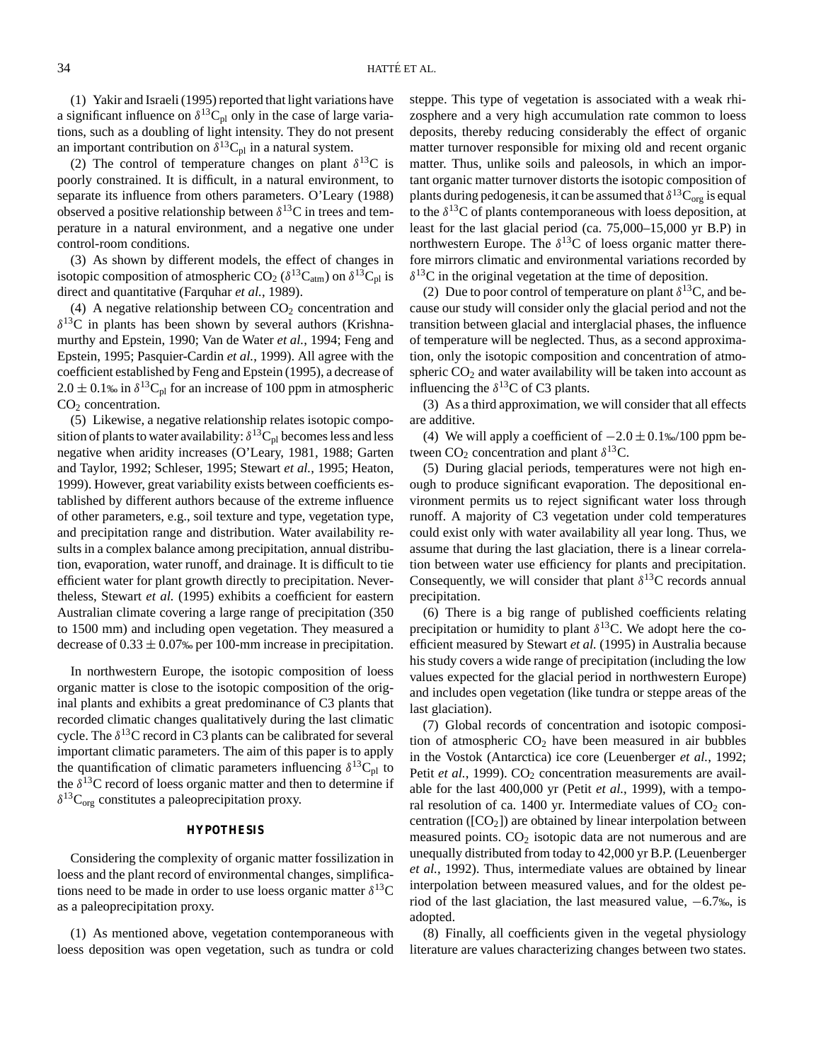(1) Yakir and Israeli (1995) reported that light variations have a significant influence on $\delta^{13}C_{pl}$ only in the case of large variations, such as a doubling of light intensity. They do not present an important contribution on $\delta^{13}C_{pl}$ in a natural system.

(2) The control of temperature changes on plant $\delta^{13}C$ is poorly constrained. It is difficult, in a natural environment, to separate its influence from others parameters. O'Leary (1988) observed a positive relationship between $\delta^{13}C$ in trees and temperature in a natural environment, and a negative one under control-room conditions.

(3) As shown by different models, the effect of changes in isotopic composition of atmospheric $CO_2$ ($\delta^{13}C_{atm}$) on $\delta^{13}C_{pl}$ is direct and quantitative (Farquhar *et al.*, 1989).

(4) A negative relationship between $CO_2$ concentration and $\delta^{13}C$ in plants has been shown by several authors (Krishnamurthy and Epstein, 1990; Van de Water *et al.*, 1994; Feng and Epstein, 1995; Pasquier-Cardin *et al.*, 1999). All agree with the coefficient established by Feng and Epstein (1995), a decrease of $2.0 \pm 0.1$‰ in $\delta^{13}C_{pl}$ for an increase of 100 ppm in atmospheric $CO_2$ concentration.

(5) Likewise, a negative relationship relates isotopic composition of plants to water availability: $\delta^{13}C_{pl}$ becomes less and less negative when aridity increases (O'Leary, 1981, 1988; Garten and Taylor, 1992; Schleser, 1995; Stewart *et al.*, 1995; Heaton, 1999). However, great variability exists between coefficients established by different authors because of the extreme influence of other parameters, e.g., soil texture and type, vegetation type, and precipitation range and distribution. Water availability results in a complex balance among precipitation, annual distribution, evaporation, water runoff, and drainage. It is difficult to tie efficient water for plant growth directly to precipitation. Nevertheless, Stewart *et al.* (1995) exhibits a coefficient for eastern Australian climate covering a large range of precipitation (350 to 1500 mm) and including open vegetation. They measured a decrease of $0.33 \pm 0.07$‰ per 100-mm increase in precipitation.

In northwestern Europe, the isotopic composition of loess organic matter is close to the isotopic composition of the original plants and exhibits a great predominance of C3 plants that recorded climatic changes qualitatively during the last climatic cycle. The $\delta^{13}C$ record in C3 plants can be calibrated for several important climatic parameters. The aim of this paper is to apply the quantification of climatic parameters influencing $\delta^{13}C_{pl}$ to the $\delta^{13}C$ record of loess organic matter and then to determine if $\delta^{13}C_{org}$ constitutes a paleoprecipitation proxy.

## HYPOTHESIS

Considering the complexity of organic matter fossilization in loess and the plant record of environmental changes, simplifications need to be made in order to use loess organic matter $\delta^{13}C$ as a paleoprecipitation proxy.

(1) As mentioned above, vegetation contemporaneous with loess deposition was open vegetation, such as tundra or cold steppe. This type of vegetation is associated with a weak rhizosphere and a very high accumulation rate common to loess deposits, thereby reducing considerably the effect of organic matter turnover responsible for mixing old and recent organic matter. Thus, unlike soils and paleosols, in which an important organic matter turnover distorts the isotopic composition of plants during pedogenesis, it can be assumed that $\delta^{13}C_{org}$ is equal to the $\delta^{13}C$ of plants contemporaneous with loess deposition, at least for the last glacial period (ca. 75,000–15,000 yr B.P) in northwestern Europe. The $\delta^{13}C$ of loess organic matter therefore mirrors climatic and environmental variations recorded by $\delta^{13}C$ in the original vegetation at the time of deposition.

(2) Due to poor control of temperature on plant $\delta^{13}C$, and because our study will consider only the glacial period and not the transition between glacial and interglacial phases, the influence of temperature will be neglected. Thus, as a second approximation, only the isotopic composition and concentration of atmospheric $CO_2$ and water availability will be taken into account as influencing the $\delta^{13}C$ of C3 plants.

(3) As a third approximation, we will consider that all effects are additive.

(4) We will apply a coefficient of $-2.0 \pm 0.1$‰/100 ppm between $CO_2$ concentration and plant $\delta^{13}C$.

(5) During glacial periods, temperatures were not high enough to produce significant evaporation. The depositional environment permits us to reject significant water loss through runoff. A majority of C3 vegetation under cold temperatures could exist only with water availability all year long. Thus, we assume that during the last glaciation, there is a linear correlation between water use efficiency for plants and precipitation. Consequently, we will consider that plant $\delta^{13}C$ records annual precipitation.

(6) There is a big range of published coefficients relating precipitation or humidity to plant $\delta^{13}C$. We adopt here the coefficient measured by Stewart *et al.* (1995) in Australia because his study covers a wide range of precipitation (including the low values expected for the glacial period in northwestern Europe) and includes open vegetation (like tundra or steppe areas of the last glaciation).

(7) Global records of concentration and isotopic composition of atmospheric $CO_2$ have been measured in air bubbles in the Vostok (Antarctica) ice core (Leuenberger *et al.*, 1992; Petit *et al.*, 1999). $CO_2$ concentration measurements are available for the last 400,000 yr (Petit *et al.*, 1999), with a temporal resolution of ca. 1400 yr. Intermediate values of $CO_2$ concentration ($[CO_2]$) are obtained by linear interpolation between measured points. $CO_2$ isotopic data are not numerous and are unequally distributed from today to 42,000 yr B.P. (Leuenberger *et al.*, 1992). Thus, intermediate values are obtained by linear interpolation between measured values, and for the oldest period of the last glaciation, the last measured value, $-6.7$‰, is adopted.

(8) Finally, all coefficients given in the vegetal physiology literature are values characterizing changes between two states.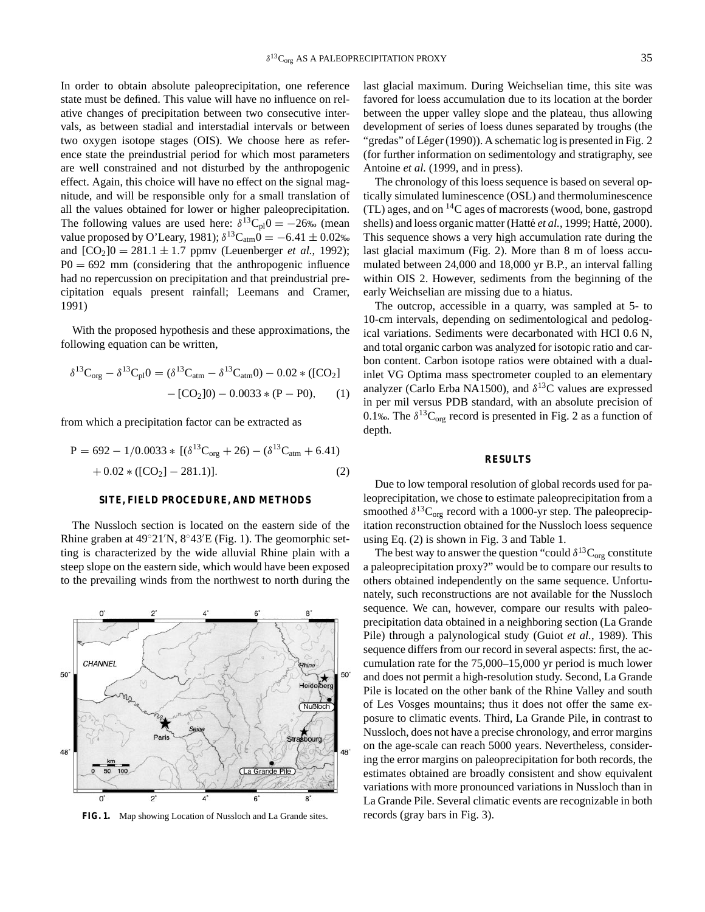In order to obtain absolute paleoprecipitation, one reference state must be defined. This value will have no influence on relative changes of precipitation between two consecutive intervals, as between stadial and interstadial intervals or between two oxygen isotope stages (OIS). We choose here as reference state the preindustrial period for which most parameters are well constrained and not disturbed by the anthropogenic effect. Again, this choice will have no effect on the signal magnitude, and will be responsible only for a small translation of all the values obtained for lower or higher paleoprecipitation. The following values are used here: $\delta^{13}C_{pl}0 = -26‰$ (mean value proposed by O'Leary, 1981); $\delta^{13}C_{atm}0 = -6.41 \pm 0.02‰$ and $[CO_2]0 = 281.1 \pm 1.7$ ppmv (Leuenberger *et al.*, 1992); $P0 = 692$ mm (considering that the anthropogenic influence had no repercussion on precipitation and that preindustrial precipitation equals present rainfall; Leemans and Cramer, 1991)

With the proposed hypothesis and these approximations, the following equation can be written,

$$\delta^{13}C_{org} - \delta^{13}C_{pl}0 = (\delta^{13}C_{atm} - \delta^{13}C_{atm}0) - 0.02 * ([CO_2] - [CO_2]0) - 0.0033 * (P - P0), \qquad (1)$$

from which a precipitation factor can be extracted as

$$P = 692 - 1/0.0033 * [(\delta^{13}C_{org} + 26) - (\delta^{13}C_{atm} + 6.41) + 0.02 * ([CO_2] - 281.1)]. \qquad (2)$$

## SITE, FIELD PROCEDURE, AND METHODS

The Nussloch section is located on the eastern side of the Rhine graben at 49°21′N, 8°43′E (Fig. 1). The geomorphic setting is characterized by the wide alluvial Rhine plain with a steep slope on the eastern side, which would have been exposed to the prevailing winds from the northwest to north during the last glacial maximum. During Weichselian time, this site was favored for loess accumulation due to its location at the border between the upper valley slope and the plateau, thus allowing development of series of loess dunes separated by troughs (the "gredas" of Léger (1990)). A schematic log is presented in Fig. 2 (for further information on sedimentology and stratigraphy, see Antoine *et al.* (1999, and in press).

The chronology of this loess sequence is based on several optically simulated luminescence (OSL) and thermoluminescence (TL) ages, and on $^{14}C$ ages of macrorests (wood, bone, gastropd shells) and loess organic matter (Hatté *et al.*, 1999; Hatté, 2000). This sequence shows a very high accumulation rate during the last glacial maximum (Fig. 2). More than 8 m of loess accumulated between 24,000 and 18,000 yr B.P., an interval falling within OIS 2. However, sediments from the beginning of the early Weichselian are missing due to a hiatus.

The outcrop, accessible in a quarry, was sampled at 5- to 10-cm intervals, depending on sedimentological and pedological variations. Sediments were decarbonated with HCl 0.6 N, and total organic carbon was analyzed for isotopic ratio and carbon content. Carbon isotope ratios were obtained with a dual-inlet VG Optima mass spectrometer coupled to an elementary analyzer (Carlo Erba NA1500), and $\delta^{13}C$ values are expressed in per mil versus PDB standard, with an absolute precision of 0.1‰. The $\delta^{13}C_{org}$ record is presented in Fig. 2 as a function of depth.

0° 2° 4° 6° 8°
50° 50°
48° 48°
CHANNEL
Rhine
Heidelberg
Nußloch
Paris
Seine
Strasbourg
km
0 50 100
La Grande Pile

**FIG. 1.** Map showing Location of Nussloch and La Grande sites.

## RESULTS

Due to low temporal resolution of global records used for paleoprecipitation, we chose to estimate paleoprecipitation from a smoothed $\delta^{13}C_{org}$ record with a 1000-yr step. The paleoprecipitation reconstruction obtained for the Nussloch loess sequence using Eq. (2) is shown in Fig. 3 and Table 1.

The best way to answer the question "could $\delta^{13}C_{org}$ constitute a paleoprecipitation proxy?" would be to compare our results to others obtained independently on the same sequence. Unfortunately, such reconstructions are not available for the Nussloch sequence. We can, however, compare our results with paleoprecipitation data obtained in a neighboring section (La Grande Pile) through a palynological study (Guiot *et al.*, 1989). This sequence differs from our record in several aspects: first, the accumulation rate for the 75,000–15,000 yr period is much lower and does not permit a high-resolution study. Second, La Grande Pile is located on the other bank of the Rhine Valley and south of Les Vosges mountains; thus it does not offer the same exposure to climatic events. Third, La Grande Pile, in contrast to Nussloch, does not have a precise chronology, and error margins on the age-scale can reach 5000 years. Nevertheless, considering the error margins on paleoprecipitation for both records, the estimates obtained are broadly consistent and show equivalent variations with more pronounced variations in Nussloch than in La Grande Pile. Several climatic events are recognizable in both records (gray bars in Fig. 3).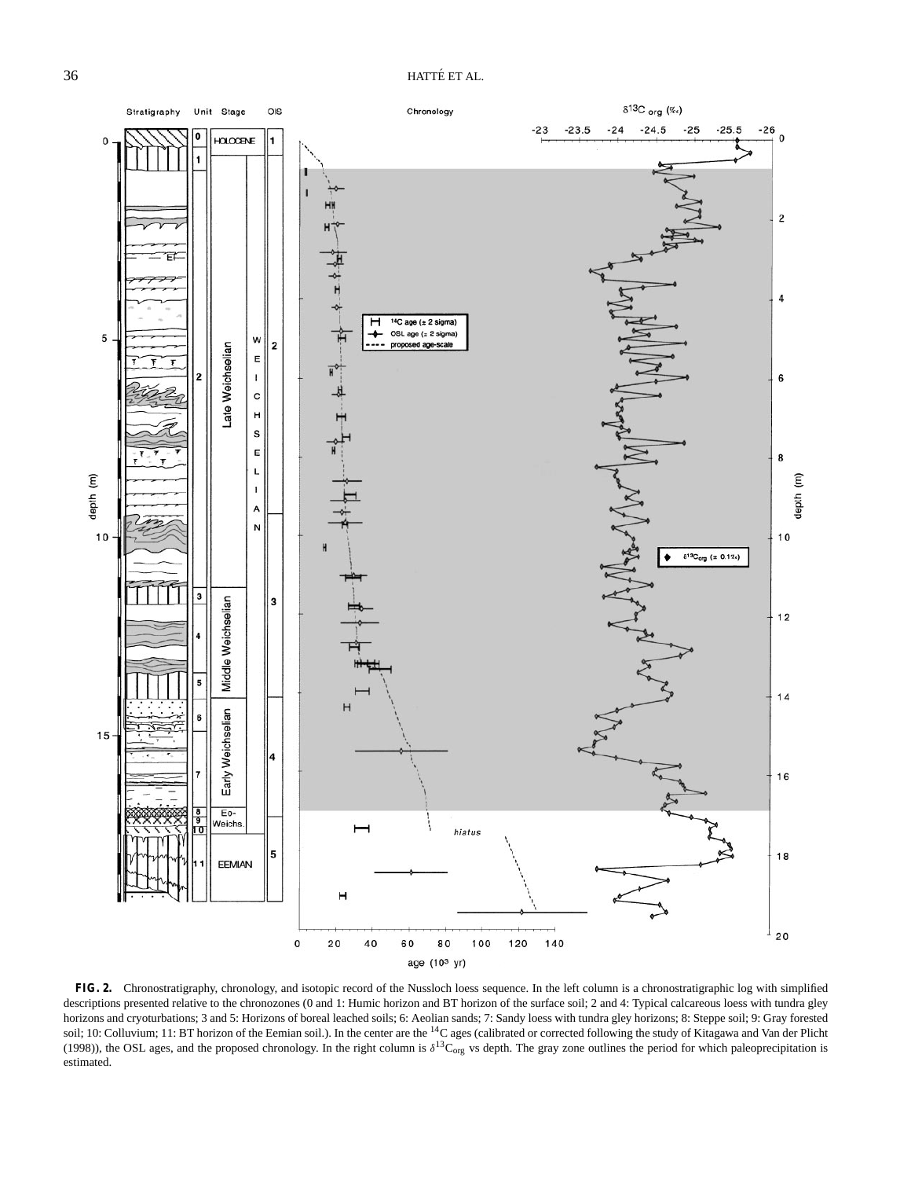Stratigraphy Unit Stage OIS

Chronology

$\delta^{13}C_{org}$ (‰)

-23 -23.5 -24 -24.5 -25 -25.5 -26

0 HOLOCENE 1

1

2 Late Weichselian WEICHSELIAN 2

3 Middle Weichselian 3

4

5

6 Early Weichselian

7 4

8 Eo-Weichs.

9

10

11 EEMIAN 5

depth (m)

0 5 10 15

$^{14}C$ age (± 2 sigma)

OSL age (± 2 sigma)

proposed age-scale

hiatus

0 20 40 60 80 100 120 140

age ($10^3$ yr)

$\delta^{13}C_{org}$ (± 0.1‰)

0 2 4 6 8 10 12 14 16 18 20

depth (m)

**FIG. 2.** Chronostratigraphy, chronology, and isotopic record of the Nussloch loess sequence. In the left column is a chronostratigraphic log with simplified descriptions presented relative to the chronozones (0 and 1: Humic horizon and BT horizon of the surface soil; 2 and 4: Typical calcareous loess with tundra gley horizons and cryoturbations; 3 and 5: Horizons of boreal leached soils; 6: Aeolian sands; 7: Sandy loess with tundra gley horizons; 8: Steppe soil; 9: Gray forested soil; 10: Colluvium; 11: BT horizon of the Eemian soil.). In the center are the $^{14}C$ ages (calibrated or corrected following the study of Kitagawa and Van der Plicht (1998)), the OSL ages, and the proposed chronology. In the right column is $\delta^{13}C_{org}$ vs depth. The gray zone outlines the period for which paleoprecipitation is estimated.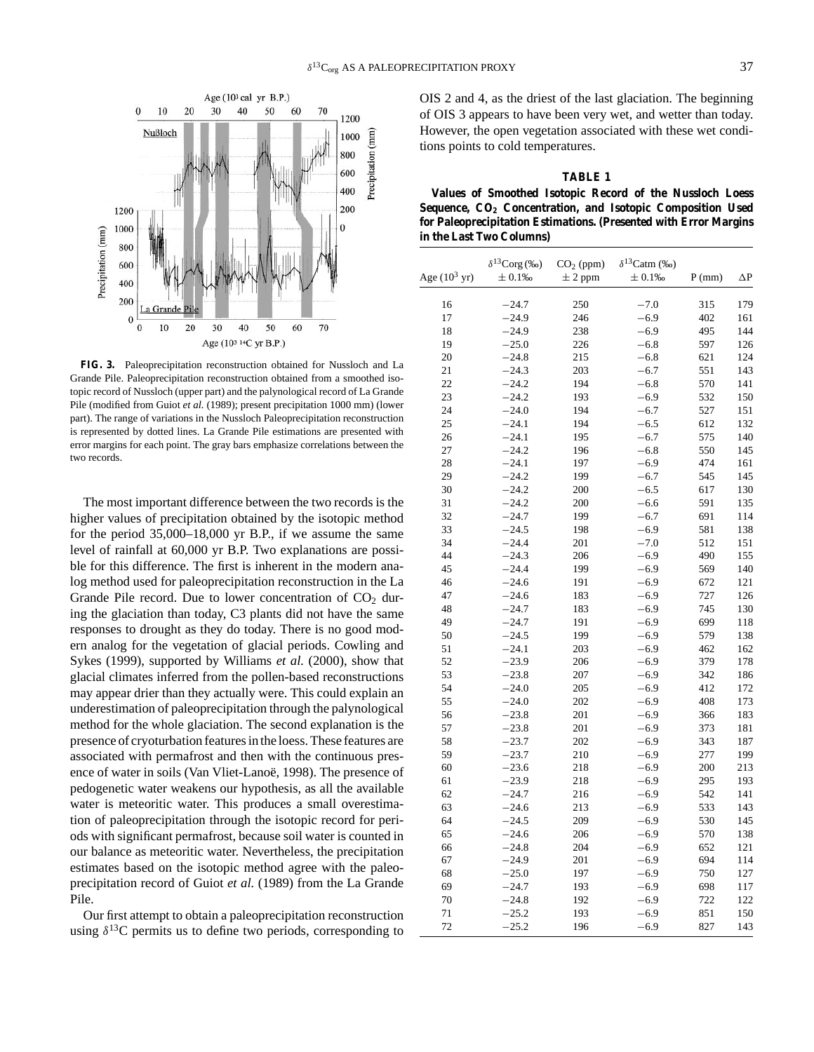Age (10³ cal yr B.P.)

0 10 20 30 40 50 60 70

Nußloch

1200
1000
800
600
400
200
0

Precipitation (mm)

1200
1000
800
600
400
200
0

Precipitation (mm)

La Grande Pile

0 10 20 30 40 50 60 70

Age (10³ ¹⁴C yr B.P.)

**FIG. 3.** Paleoprecipitation reconstruction obtained for Nussloch and La Grande Pile. Paleoprecipitation reconstruction obtained from a smoothed isotopic record of Nussloch (upper part) and the palynological record of La Grande Pile (modified from Guiot *et al.* (1989); present precipitation 1000 mm) (lower part). The range of variations in the Nussloch Paleoprecipitation reconstruction is represented by dotted lines. La Grande Pile estimations are presented with error margins for each point. The gray bars emphasize correlations between the two records.

The most important difference between the two records is the higher values of precipitation obtained by the isotopic method for the period 35,000–18,000 yr B.P., if we assume the same level of rainfall at 60,000 yr B.P. Two explanations are possible for this difference. The first is inherent in the modern analog method used for paleoprecipitation reconstruction in the La Grande Pile record. Due to lower concentration of $CO_2$ during the glaciation than today, C3 plants did not have the same responses to drought as they do today. There is no good modern analog for the vegetation of glacial periods. Cowling and Sykes (1999), supported by Williams *et al.* (2000), show that glacial climates inferred from the pollen-based reconstructions may appear drier than they actually were. This could explain an underestimation of paleoprecipitation through the palynological method for the whole glaciation. The second explanation is the presence of cryoturbation features in the loess. These features are associated with permafrost and then with the continuous presence of water in soils (Van Vliet-Lanoë, 1998). The presence of pedogenetic water weakens our hypothesis, as all the available water is meteoritic water. This produces a small overestimation of paleoprecipitation through the isotopic record for periods with significant permafrost, because soil water is counted in our balance as meteoritic water. Nevertheless, the precipitation estimates based on the isotopic method agree with the paleoprecipitation record of Guiot *et al.* (1989) from the La Grande Pile.

Our first attempt to obtain a paleoprecipitation reconstruction using $\delta^{13}C$ permits us to define two periods, corresponding to OIS 2 and 4, as the driest of the last glaciation. The beginning of OIS 3 appears to have been very wet, and wetter than today. However, the open vegetation associated with these wet conditions points to cold temperatures.

**TABLE 1**

**Values of Smoothed Isotopic Record of the Nussloch Loess Sequence, $CO_2$ Concentration, and Isotopic Composition Used for Paleoprecipitation Estimations. (Presented with Error Margins in the Last Two Columns)**

| Age ($10^3$ yr) | $\delta^{13}$Corg (‰) ± 0.1‰ | $CO_2$ (ppm) ± 2 ppm | $\delta^{13}$Catm (‰) ± 0.1‰ | P (mm) | ΔP |
|---|---|---|---|---|---|
| 16 | −24.7 | 250 | −7.0 | 315 | 179 |
| 17 | −24.9 | 246 | −6.9 | 402 | 161 |
| 18 | −24.9 | 238 | −6.9 | 495 | 144 |
| 19 | −25.0 | 226 | −6.8 | 597 | 126 |
| 20 | −24.8 | 215 | −6.8 | 621 | 124 |
| 21 | −24.3 | 203 | −6.7 | 551 | 143 |
| 22 | −24.2 | 194 | −6.8 | 570 | 141 |
| 23 | −24.2 | 193 | −6.9 | 532 | 150 |
| 24 | −24.0 | 194 | −6.7 | 527 | 151 |
| 25 | −24.1 | 194 | −6.5 | 612 | 132 |
| 26 | −24.1 | 195 | −6.7 | 575 | 140 |
| 27 | −24.2 | 196 | −6.8 | 550 | 145 |
| 28 | −24.1 | 197 | −6.9 | 474 | 161 |
| 29 | −24.2 | 199 | −6.7 | 545 | 145 |
| 30 | −24.2 | 200 | −6.5 | 617 | 130 |
| 31 | −24.2 | 200 | −6.6 | 591 | 135 |
| 32 | −24.7 | 199 | −6.7 | 691 | 114 |
| 33 | −24.5 | 198 | −6.9 | 581 | 138 |
| 34 | −24.4 | 201 | −7.0 | 512 | 151 |
| 44 | −24.3 | 206 | −6.9 | 490 | 155 |
| 45 | −24.4 | 199 | −6.9 | 569 | 140 |
| 46 | −24.6 | 191 | −6.9 | 672 | 121 |
| 47 | −24.6 | 183 | −6.9 | 727 | 126 |
| 48 | −24.7 | 183 | −6.9 | 745 | 130 |
| 49 | −24.7 | 191 | −6.9 | 699 | 118 |
| 50 | −24.5 | 199 | −6.9 | 579 | 138 |
| 51 | −24.1 | 203 | −6.9 | 462 | 162 |
| 52 | −23.9 | 206 | −6.9 | 379 | 178 |
| 53 | −23.8 | 207 | −6.9 | 342 | 186 |
| 54 | −24.0 | 205 | −6.9 | 412 | 172 |
| 55 | −24.0 | 202 | −6.9 | 408 | 173 |
| 56 | −23.8 | 201 | −6.9 | 366 | 183 |
| 57 | −23.8 | 201 | −6.9 | 373 | 181 |
| 58 | −23.7 | 202 | −6.9 | 343 | 187 |
| 59 | −23.7 | 210 | −6.9 | 277 | 199 |
| 60 | −23.6 | 218 | −6.9 | 200 | 213 |
| 61 | −23.9 | 218 | −6.9 | 295 | 193 |
| 62 | −24.7 | 216 | −6.9 | 542 | 141 |
| 63 | −24.6 | 213 | −6.9 | 533 | 143 |
| 64 | −24.5 | 209 | −6.9 | 530 | 145 |
| 65 | −24.6 | 206 | −6.9 | 570 | 138 |
| 66 | −24.8 | 204 | −6.9 | 652 | 121 |
| 67 | −24.9 | 201 | −6.9 | 694 | 114 |
| 68 | −25.0 | 197 | −6.9 | 750 | 127 |
| 69 | −24.7 | 193 | −6.9 | 698 | 117 |
| 70 | −24.8 | 192 | −6.9 | 722 | 122 |
| 71 | −25.2 | 193 | −6.9 | 851 | 150 |
| 72 | −25.2 | 196 | −6.9 | 827 | 143 |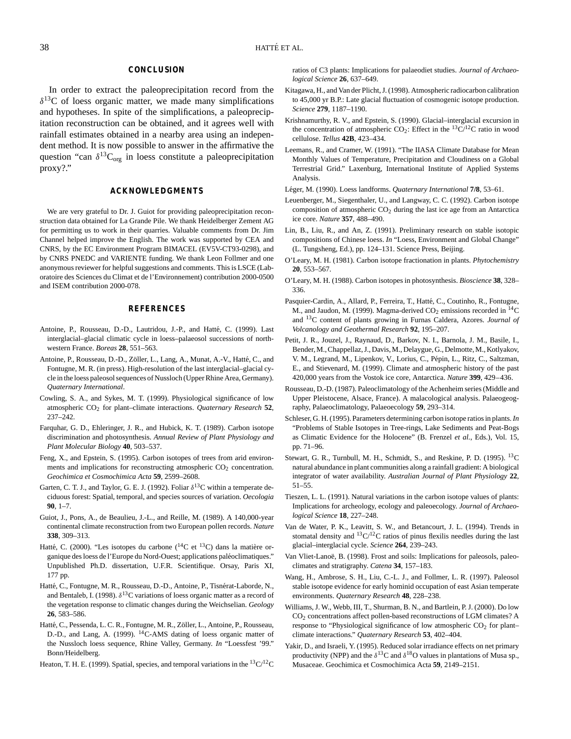## CONCLUSION

In order to extract the paleoprecipitation record from the $\delta^{13}$C of loess organic matter, we made many simplifications and hypotheses. In spite of the simplifications, a paleoprecipitation reconstruction can be obtained, and it agrees well with rainfall estimates obtained in a nearby area using an independent method. It is now possible to answer in the affirmative the question "can $\delta^{13}C_{org}$ in loess constitute a paleoprecipitation proxy?."

## ACKNOWLEDGMENTS

We are very grateful to Dr. J. Guiot for providing paleoprecipitation reconstruction data obtained for La Grande Pile. We thank Heidelberger Zement AG for permitting us to work in their quarries. Valuable comments from Dr. Jim Channel helped improve the English. The work was supported by CEA and CNRS, by the EC Environment Program BIMACEL (EV5V-CT93-0298), and by CNRS PNEDC and VARIENTE funding. We thank Leon Follmer and one anonymous reviewer for helpful suggestions and comments. This is LSCE (Laboratoire des Sciences du Climat et de l'Environnement) contribution 2000-0500 and ISEM contribution 2000-078.

## REFERENCES

Antoine, P., Rousseau, D.-D., Lautridou, J.-P., and Hatté, C. (1999). Last interglacial–glacial climatic cycle in loess–palaeosol successions of northwestern France. *Boreas* **28**, 551–563.

Antoine, P., Rousseau, D.-D., Zöller, L., Lang, A., Munat, A.-V., Hatté, C., and Fontugne, M. R. (in press). High-resolution of the last interglacial–glacial cycle in the loess paleosol sequences of Nussloch (Upper Rhine Area, Germany). *Quaternary International*.

Cowling, S. A., and Sykes, M. T. (1999). Physiological significance of low atmospheric $CO_2$ for plant–climate interactions. *Quaternary Research* **52**, 237–242.

Farquhar, G. D., Ehleringer, J. R., and Hubick, K. T. (1989). Carbon isotope discrimination and photosynthesis. *Annual Review of Plant Physiology and Plant Molecular Biology* **40**, 503–537.

Feng, X., and Epstein, S. (1995). Carbon isotopes of trees from arid environments and implications for reconstructing atmospheric $CO_2$ concentration. *Geochimica et Cosmochimica Acta* **59**, 2599–2608.

Garten, C. T. J., and Taylor, G. E. J. (1992). Foliar $\delta^{13}$C within a temperate deciduous forest: Spatial, temporal, and species sources of variation. *Oecologia* **90**, 1–7.

Guiot, J., Pons, A., de Beaulieu, J.-L., and Reille, M. (1989). A 140,000-year continental climate reconstruction from two European pollen records. *Nature* **338**, 309–313.

Hatté, C. (2000). "Les isotopes du carbone ($^{14}$C et $^{13}$C) dans la matière organique des loess de l'Europe du Nord-Ouest; applications paléoclimatiques." Unpublished Ph.D. dissertation, U.F.R. Scientifique. Orsay, Paris XI, 177 pp.

Hatté, C., Fontugne, M. R., Rousseau, D.-D., Antoine, P., Tisnérat-Laborde, N., and Bentaleb, I. (1998). $\delta^{13}$C variations of loess organic matter as a record of the vegetation response to climatic changes during the Weichselian. *Geology* **26**, 583–586.

Hatté, C., Pessenda, L. C. R., Fontugne, M. R., Zöller, L., Antoine, P., Rousseau, D.-D., and Lang, A. (1999). $^{14}$C-AMS dating of loess organic matter of the Nussloch loess sequence, Rhine Valley, Germany. *In* "Loessfest '99." Bonn/Heidelberg.

Heaton, T. H. E. (1999). Spatial, species, and temporal variations in the $^{13}$C/$^{12}$C ratios of C3 plants: Implications for palaeodiet studies. *Journal of Archaeological Science* **26**, 637–649.

Kitagawa, H., and Van der Plicht, J. (1998). Atmospheric radiocarbon calibration to 45,000 yr B.P.: Late glacial fluctuation of cosmogenic isotope production. *Science* **279**, 1187–1190.

Krishnamurthy, R. V., and Epstein, S. (1990). Glacial–interglacial excursion in the concentration of atmospheric $CO_2$: Effect in the $^{13}$C/$^{12}$C ratio in wood cellulose. *Tellus* **42B**, 423–434.

Leemans, R., and Cramer, W. (1991). "The IIASA Climate Database for Mean Monthly Values of Temperature, Precipitation and Cloudiness on a Global Terrestrial Grid." Laxenburg, International Institute of Applied Systems Analysis.

Léger, M. (1990). Loess landforms. *Quaternary International* **7/8**, 53–61.

Leuenberger, M., Siegenthaler, U., and Langway, C. C. (1992). Carbon isotope composition of atmospheric $CO_2$ during the last ice age from an Antarctica ice core. *Nature* **357**, 488–490.

Lin, B., Liu, R., and An, Z. (1991). Preliminary research on stable isotopic compositions of Chinese loess. *In* "Loess, Environment and Global Change" (L. Tungsheng, Ed.), pp. 124–131. Science Press, Beijing.

O'Leary, M. H. (1981). Carbon isotope fractionation in plants. *Phytochemistry* **20**, 553–567.

O'Leary, M. H. (1988). Carbon isotopes in photosynthesis. *Bioscience* **38**, 328–336.

Pasquier-Cardin, A., Allard, P., Ferreira, T., Hatté, C., Coutinho, R., Fontugne, M., and Jaudon, M. (1999). Magma-derived $CO_2$ emissions recorded in $^{14}$C and $^{13}$C content of plants growing in Furnas Caldera, Azores. *Journal of Volcanology and Geothermal Research* **92**, 195–207.

Petit, J. R., Jouzel, J., Raynaud, D., Barkov, N. I., Barnola, J. M., Basile, I., Bender, M., Chappellaz, J., Davis, M., Delaygue, G., Delmotte, M., Kotlyakov, V. M., Legrand, M., Lipenkov, V., Lorius, C., Pépin, L., Ritz, C., Saltzman, E., and Stievenard, M. (1999). Climate and atmospheric history of the past 420,000 years from the Vostok ice core, Antarctica. *Nature* **399**, 429–436.

Rousseau, D.-D. (1987). Paleoclimatology of the Achenheim series (Middle and Upper Pleistocene, Alsace, France). A malacological analysis. Palaeogeography, Palaeoclimatology, Palaeoecology **59**, 293–314.

Schleser, G. H. (1995). Parameters determining carbon isotope ratios in plants. *In* "Problems of Stable Isotopes in Tree-rings, Lake Sediments and Peat-Bogs as Climatic Evidence for the Holocene" (B. Frenzel *et al.*, Eds.), Vol. 15, pp. 71–96.

Stewart, G. R., Turnbull, M. H., Schmidt, S., and Reskine, P. D. (1995). $^{13}$C natural abundance in plant communities along a rainfall gradient: A biological integrator of water availability. *Australian Journal of Plant Physiology* **22**, 51–55.

Tieszen, L. L. (1991). Natural variations in the carbon isotope values of plants: Implications for archeology, ecology and paleoecology. *Journal of Archaeological Science* **18**, 227–248.

Van de Water, P. K., Leavitt, S. W., and Betancourt, J. L. (1994). Trends in stomatal density and $^{13}$C/$^{12}$C ratios of pinus flexilis needles during the last glacial–interglacial cycle. *Science* **264**, 239–243.

Van Vliet-Lanoë, B. (1998). Frost and soils: Implications for paleosols, paleoclimates and stratigraphy. *Catena* **34**, 157–183.

Wang, H., Ambrose, S. H., Liu, C.-L. J., and Follmer, L. R. (1997). Paleosol stable isotope evidence for early hominid occupation of east Asian temperate environments. *Quaternary Research* **48**, 228–238.

Williams, J. W., Webb, III, T., Shurman, B. N., and Bartlein, P. J. (2000). Do low $CO_2$ concentrations affect pollen-based reconstructions of LGM climates? A response to "Physiological significance of low atmospheric $CO_2$ for plant–climate interactions." *Quaternary Research* **53**, 402–404.

Yakir, D., and Israeli, Y. (1995). Reduced solar irradiance effects on net primary productivity (NPP) and the $\delta^{13}$C and $\delta^{18}$O values in plantations of Musa sp., Musaceae. Geochimica et Cosmochimica Acta **59**, 2149–2151.